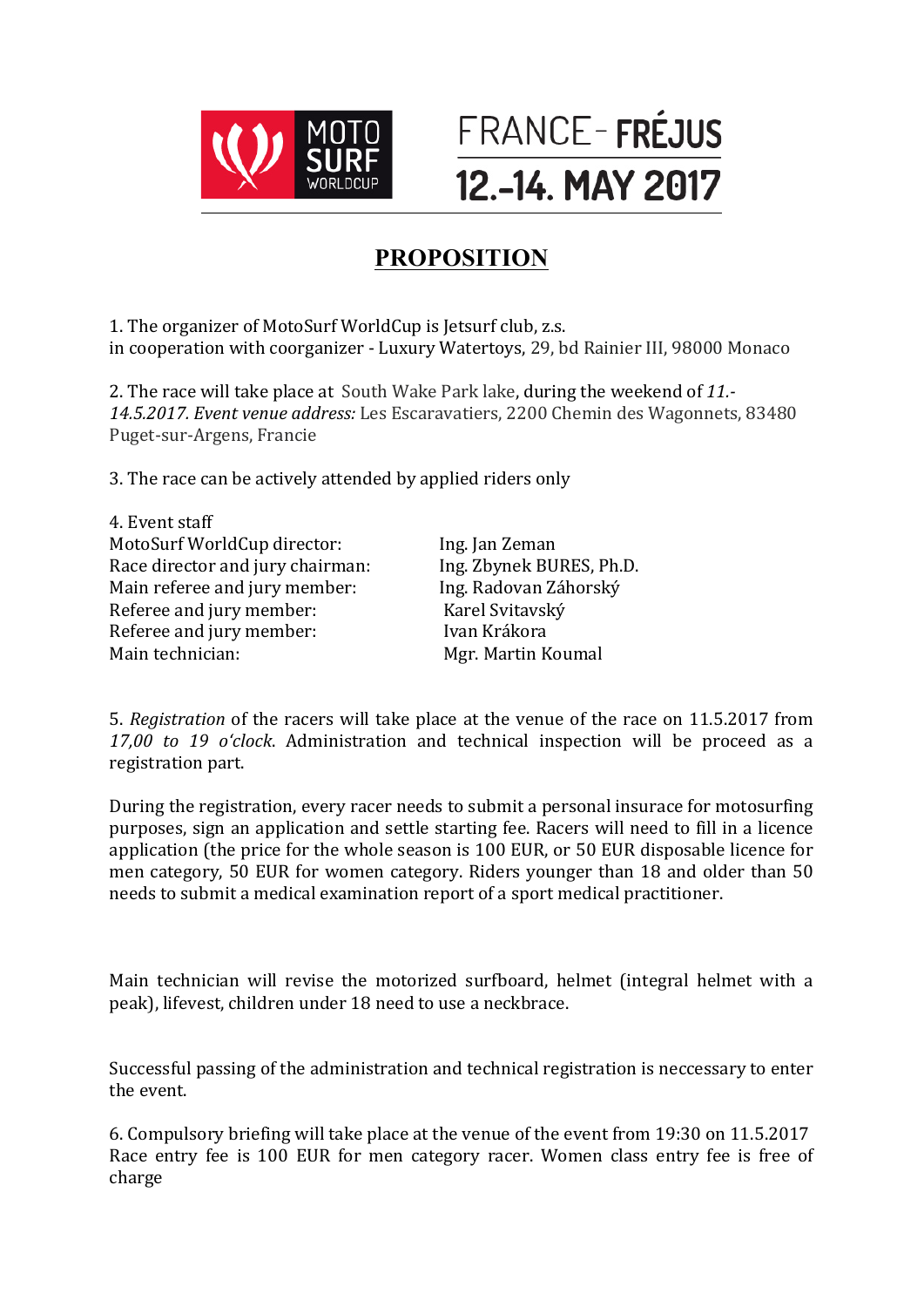MOTO SURF WORLDCUP

FRANCE - FRÉJUS
12.-14. MAY 2017

# PROPOSITION

1. The organizer of MotoSurf WorldCup is Jetsurf club, z.s.
in cooperation with coorganizer - Luxury Watertoys, 29, bd Rainier III, 98000 Monaco

2. The race will take place at South Wake Park lake, during the weekend of *11.-14.5.2017. Event venue address:* Les Escaravatiers, 2200 Chemin des Wagonnets, 83480 Puget-sur-Argens, Francie

3. The race can be actively attended by applied riders only

4. Event staff

| | |
|---|---|
| MotoSurf WorldCup director: | Ing. Jan Zeman |
| Race director and jury chairman: | Ing. Zbynek BURES, Ph.D. |
| Main referee and jury member: | Ing. Radovan Záhorský |
| Referee and jury member: | Karel Svitavský |
| Referee and jury member: | Ivan Krákora |
| Main technician: | Mgr. Martin Koumal |

5. *Registration* of the racers will take place at the venue of the race on 11.5.2017 from *17,00 to 19 o'clock*. Administration and technical inspection will be proceed as a registration part.

During the registration, every racer needs to submit a personal insurace for motosurfing purposes, sign an application and settle starting fee. Racers will need to fill in a licence application (the price for the whole season is 100 EUR, or 50 EUR disposable licence for men category, 50 EUR for women category. Riders younger than 18 and older than 50 needs to submit a medical examination report of a sport medical practitioner.

Main technician will revise the motorized surfboard, helmet (integral helmet with a peak), lifevest, children under 18 need to use a neckbrace.

Successful passing of the administration and technical registration is neccessary to enter the event.

6. Compulsory briefing will take place at the venue of the event from 19:30 on 11.5.2017
Race entry fee is 100 EUR for men category racer. Women class entry fee is free of charge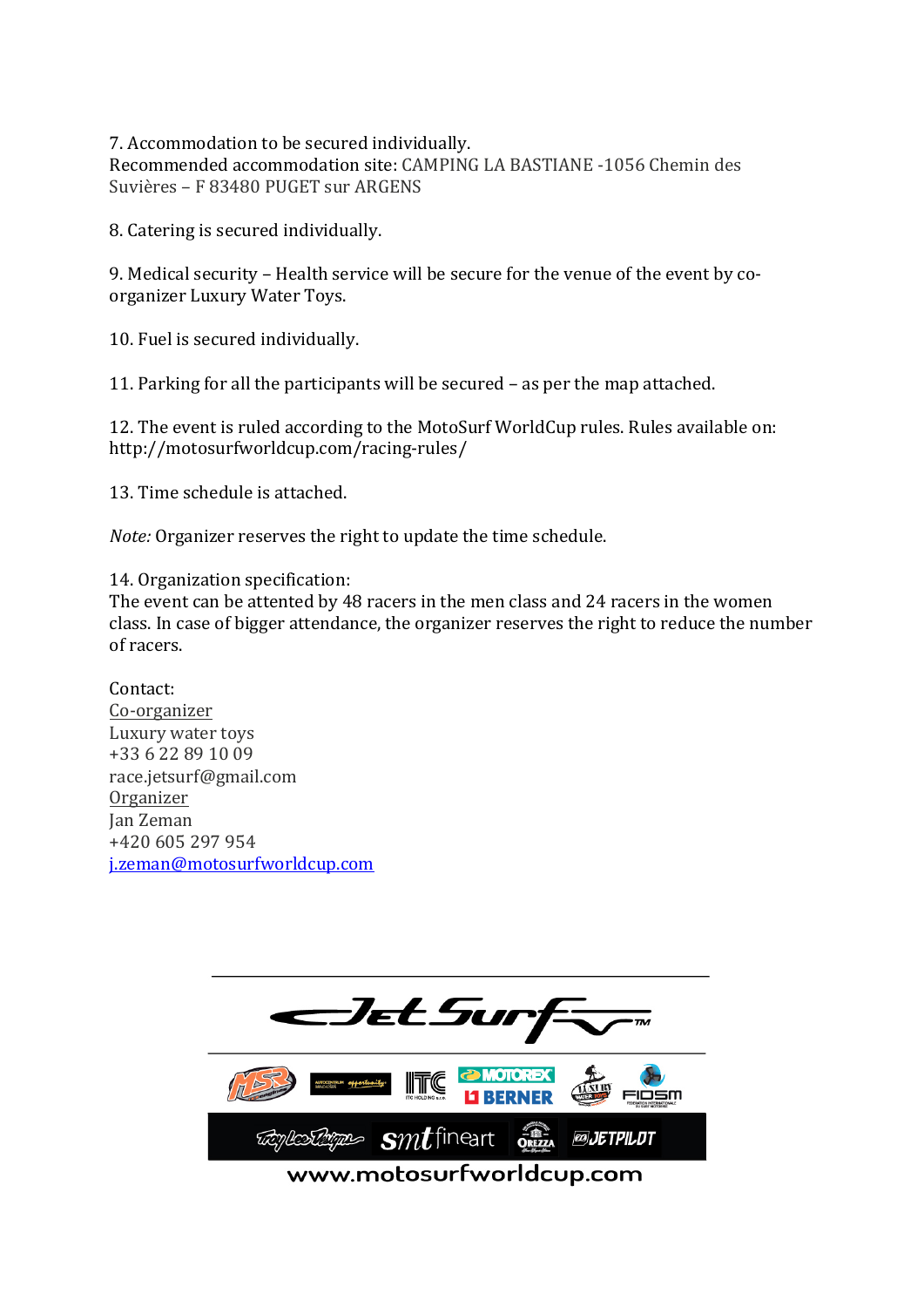7. Accommodation to be secured individually.
Recommended accommodation site: CAMPING LA BASTIANE -1056 Chemin des Suvières – F 83480 PUGET sur ARGENS

8. Catering is secured individually.

9. Medical security – Health service will be secure for the venue of the event by co-organizer Luxury Water Toys.

10. Fuel is secured individually.

11. Parking for all the participants will be secured – as per the map attached.

12. The event is ruled according to the MotoSurf WorldCup rules. Rules available on: http://motosurfworldcup.com/racing-rules/

13. Time schedule is attached.

*Note:* Organizer reserves the right to update the time schedule.

14. Organization specification:
The event can be attented by 48 racers in the men class and 24 racers in the women class. In case of bigger attendance, the organizer reserves the right to reduce the number of racers.

Contact:
Co-organizer
Luxury water toys
+33 6 22 89 10 09
race.jetsurf@gmail.com
Organizer
Jan Zeman
+420 605 297 954
j.zeman@motosurfworldcup.com

www.motosurfworldcup.com